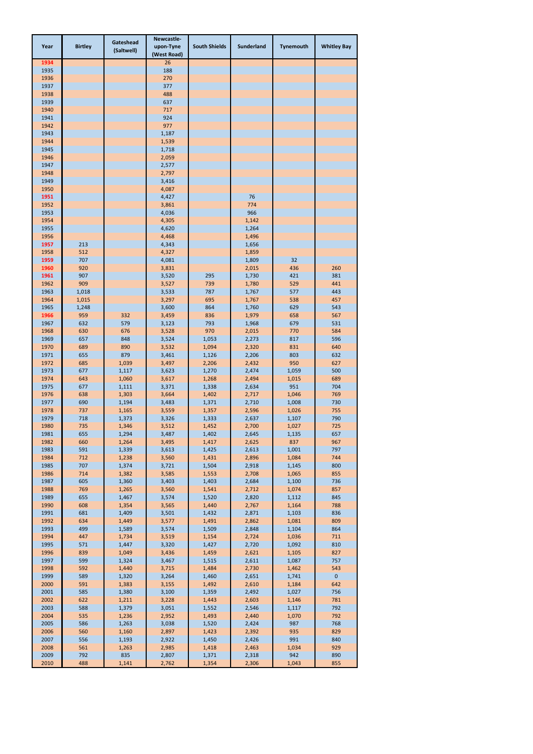| Year | Birtley | Gateshead (Saltwell) | Newcastle-upon-Tyne (West Road) | South Shields | Sunderland | Tynemouth | Whitley Bay |
|---|---|---|---|---|---|---|---|
| 1934 | | | 26 | | | | |
| 1935 | | | 188 | | | | |
| 1936 | | | 270 | | | | |
| 1937 | | | 377 | | | | |
| 1938 | | | 488 | | | | |
| 1939 | | | 637 | | | | |
| 1940 | | | 717 | | | | |
| 1941 | | | 924 | | | | |
| 1942 | | | 977 | | | | |
| 1943 | | | 1,187 | | | | |
| 1944 | | | 1,539 | | | | |
| 1945 | | | 1,718 | | | | |
| 1946 | | | 2,059 | | | | |
| 1947 | | | 2,577 | | | | |
| 1948 | | | 2,797 | | | | |
| 1949 | | | 3,416 | | | | |
| 1950 | | | 4,087 | | | | |
| 1951 | | | 4,427 | | 76 | | |
| 1952 | | | 3,861 | | 774 | | |
| 1953 | | | 4,036 | | 966 | | |
| 1954 | | | 4,305 | | 1,142 | | |
| 1955 | | | 4,620 | | 1,264 | | |
| 1956 | | | 4,468 | | 1,496 | | |
| 1957 | 213 | | 4,343 | | 1,656 | | |
| 1958 | 512 | | 4,327 | | 1,859 | | |
| 1959 | 707 | | 4,081 | | 1,809 | 32 | |
| 1960 | 920 | | 3,831 | | 2,015 | 436 | 260 |
| 1961 | 907 | | 3,520 | 295 | 1,730 | 421 | 381 |
| 1962 | 909 | | 3,527 | 739 | 1,780 | 529 | 441 |
| 1963 | 1,018 | | 3,533 | 787 | 1,767 | 577 | 443 |
| 1964 | 1,015 | | 3,297 | 695 | 1,767 | 538 | 457 |
| 1965 | 1,248 | | 3,600 | 864 | 1,760 | 629 | 543 |
| 1966 | 959 | 332 | 3,459 | 836 | 1,979 | 658 | 567 |
| 1967 | 632 | 579 | 3,123 | 793 | 1,968 | 679 | 531 |
| 1968 | 630 | 676 | 3,528 | 970 | 2,015 | 770 | 584 |
| 1969 | 657 | 848 | 3,524 | 1,053 | 2,273 | 817 | 596 |
| 1970 | 689 | 890 | 3,532 | 1,094 | 2,320 | 831 | 640 |
| 1971 | 655 | 879 | 3,461 | 1,126 | 2,206 | 803 | 632 |
| 1972 | 685 | 1,039 | 3,497 | 2,206 | 2,432 | 950 | 627 |
| 1973 | 677 | 1,117 | 3,623 | 1,270 | 2,474 | 1,059 | 500 |
| 1974 | 643 | 1,060 | 3,617 | 1,268 | 2,494 | 1,015 | 689 |
| 1975 | 677 | 1,111 | 3,371 | 1,338 | 2,634 | 951 | 704 |
| 1976 | 638 | 1,303 | 3,664 | 1,402 | 2,717 | 1,046 | 769 |
| 1977 | 690 | 1,194 | 3,483 | 1,371 | 2,710 | 1,008 | 730 |
| 1978 | 737 | 1,165 | 3,559 | 1,357 | 2,596 | 1,026 | 755 |
| 1979 | 718 | 1,373 | 3,326 | 1,333 | 2,637 | 1,107 | 790 |
| 1980 | 735 | 1,346 | 3,512 | 1,452 | 2,700 | 1,027 | 725 |
| 1981 | 655 | 1,294 | 3,487 | 1,402 | 2,645 | 1,135 | 657 |
| 1982 | 660 | 1,264 | 3,495 | 1,417 | 2,625 | 837 | 967 |
| 1983 | 591 | 1,339 | 3,613 | 1,425 | 2,613 | 1,001 | 797 |
| 1984 | 712 | 1,238 | 3,560 | 1,431 | 2,896 | 1,084 | 744 |
| 1985 | 707 | 1,374 | 3,721 | 1,504 | 2,918 | 1,145 | 800 |
| 1986 | 714 | 1,382 | 3,585 | 1,553 | 2,708 | 1,065 | 855 |
| 1987 | 605 | 1,360 | 3,403 | 1,403 | 2,684 | 1,100 | 736 |
| 1988 | 769 | 1,265 | 3,560 | 1,541 | 2,712 | 1,074 | 857 |
| 1989 | 655 | 1,467 | 3,574 | 1,520 | 2,820 | 1,112 | 845 |
| 1990 | 608 | 1,354 | 3,565 | 1,440 | 2,767 | 1,164 | 788 |
| 1991 | 681 | 1,409 | 3,501 | 1,432 | 2,871 | 1,103 | 836 |
| 1992 | 634 | 1,449 | 3,577 | 1,491 | 2,862 | 1,081 | 809 |
| 1993 | 499 | 1,589 | 3,574 | 1,509 | 2,848 | 1,104 | 864 |
| 1994 | 447 | 1,734 | 3,519 | 1,154 | 2,724 | 1,036 | 711 |
| 1995 | 571 | 1,447 | 3,320 | 1,427 | 2,720 | 1,092 | 810 |
| 1996 | 839 | 1,049 | 3,436 | 1,459 | 2,621 | 1,105 | 827 |
| 1997 | 599 | 1,324 | 3,467 | 1,515 | 2,611 | 1,087 | 757 |
| 1998 | 592 | 1,440 | 3,715 | 1,484 | 2,730 | 1,462 | 543 |
| 1999 | 589 | 1,320 | 3,264 | 1,460 | 2,651 | 1,741 | 0 |
| 2000 | 591 | 1,383 | 3,155 | 1,492 | 2,610 | 1,184 | 642 |
| 2001 | 585 | 1,380 | 3,100 | 1,359 | 2,492 | 1,027 | 756 |
| 2002 | 622 | 1,211 | 3,228 | 1,443 | 2,603 | 1,146 | 781 |
| 2003 | 588 | 1,379 | 3,051 | 1,552 | 2,546 | 1,117 | 792 |
| 2004 | 535 | 1,236 | 2,952 | 1,493 | 2,440 | 1,070 | 792 |
| 2005 | 586 | 1,263 | 3,038 | 1,520 | 2,424 | 987 | 768 |
| 2006 | 560 | 1,160 | 2,897 | 1,423 | 2,392 | 935 | 829 |
| 2007 | 556 | 1,193 | 2,922 | 1,450 | 2,426 | 991 | 840 |
| 2008 | 561 | 1,263 | 2,985 | 1,418 | 2,463 | 1,034 | 929 |
| 2009 | 792 | 835 | 2,807 | 1,371 | 2,318 | 942 | 890 |
| 2010 | 488 | 1,141 | 2,762 | 1,354 | 2,306 | 1,043 | 855 |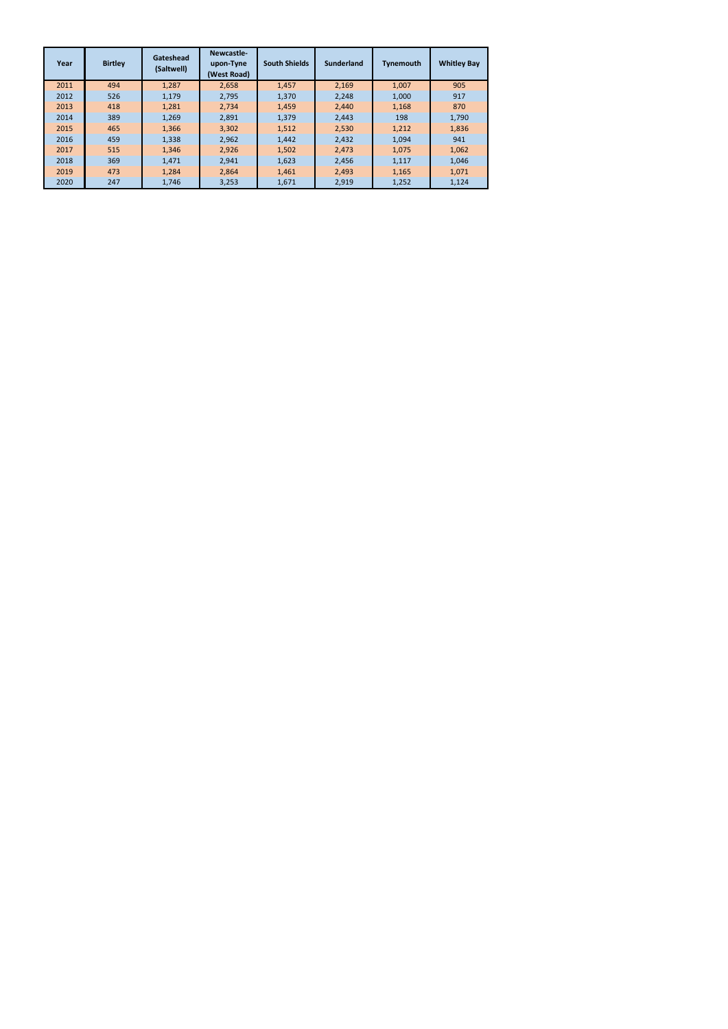| Year | Birtley | Gateshead (Saltwell) | Newcastle-upon-Tyne (West Road) | South Shields | Sunderland | Tynemouth | Whitley Bay |
|---|---|---|---|---|---|---|---|
| 2011 | 494 | 1,287 | 2,658 | 1,457 | 2,169 | 1,007 | 905 |
| 2012 | 526 | 1,179 | 2,795 | 1,370 | 2,248 | 1,000 | 917 |
| 2013 | 418 | 1,281 | 2,734 | 1,459 | 2,440 | 1,168 | 870 |
| 2014 | 389 | 1,269 | 2,891 | 1,379 | 2,443 | 198 | 1,790 |
| 2015 | 465 | 1,366 | 3,302 | 1,512 | 2,530 | 1,212 | 1,836 |
| 2016 | 459 | 1,338 | 2,962 | 1,442 | 2,432 | 1,094 | 941 |
| 2017 | 515 | 1,346 | 2,926 | 1,502 | 2,473 | 1,075 | 1,062 |
| 2018 | 369 | 1,471 | 2,941 | 1,623 | 2,456 | 1,117 | 1,046 |
| 2019 | 473 | 1,284 | 2,864 | 1,461 | 2,493 | 1,165 | 1,071 |
| 2020 | 247 | 1,746 | 3,253 | 1,671 | 2,919 | 1,252 | 1,124 |